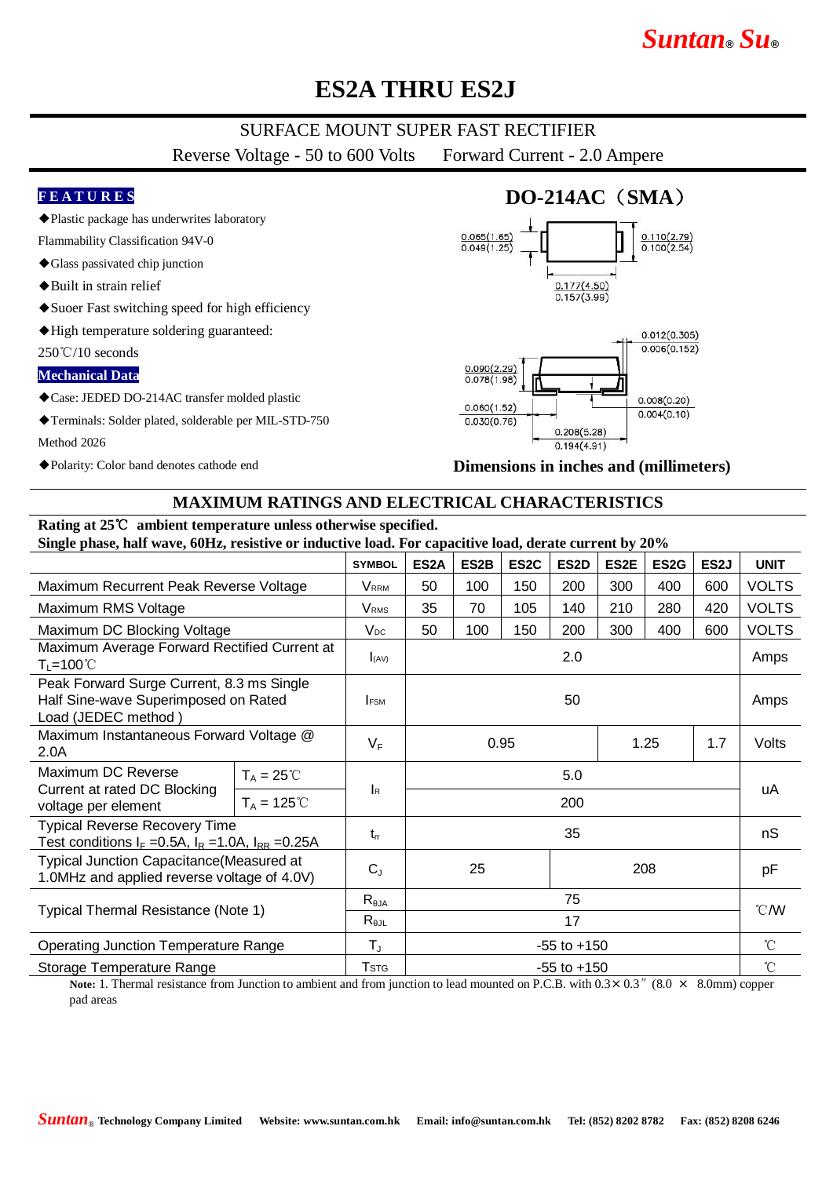# ES2A THRU ES2J

## SURFACE MOUNT SUPER FAST RECTIFIER

Reverse Voltage - 50 to 600 Volts    Forward Current - 2.0 Ampere

### FEATURES

- ◆Plastic package has underwrites laboratory Flammability Classification 94V-0
- ◆Glass passivated chip junction
- ◆Built in strain relief
- ◆Suoer Fast switching speed for high efficiency
- ◆High temperature soldering guaranteed: 250℃/10 seconds

### Mechanical Data

- ◆Case: JEDED DO-214AC transfer molded plastic
- ◆Terminals: Solder plated, solderable per MIL-STD-750 Method 2026
- ◆Polarity: Color band denotes cathode end

### DO-214AC（SMA）

0.065(1.65) / 0.049(1.25)
0.110(2.79) / 0.100(2.54)
0.177(4.50) / 0.157(3.99)
0.012(0.305) / 0.006(0.152)
0.090(2.29) / 0.078(1.98)
0.060(1.52) / 0.030(0.76)
0.008(0.20) / 0.004(0.10)
0.208(5.28) / 0.194(4.91)

**Dimensions in inches and (millimeters)**

## MAXIMUM RATINGS AND ELECTRICAL CHARACTERISTICS

**Rating at 25℃ ambient temperature unless otherwise specified.**
**Single phase, half wave, 60Hz, resistive or inductive load. For capacitive load, derate current by 20%**

| | | SYMBOL | ES2A | ES2B | ES2C | ES2D | ES2E | ES2G | ES2J | UNIT |
|---|---|---|---|---|---|---|---|---|---|---|
| Maximum Recurrent Peak Reverse Voltage | | $V_{RRM}$ | 50 | 100 | 150 | 200 | 300 | 400 | 600 | VOLTS |
| Maximum RMS Voltage | | $V_{RMS}$ | 35 | 70 | 105 | 140 | 210 | 280 | 420 | VOLTS |
| Maximum DC Blocking Voltage | | $V_{DC}$ | 50 | 100 | 150 | 200 | 300 | 400 | 600 | VOLTS |
| Maximum Average Forward Rectified Current at $T_L$=100℃ | | $I_{(AV)}$ | 2.0 | | | | | | | Amps |
| Peak Forward Surge Current, 8.3 ms Single Half Sine-wave Superimposed on Rated Load (JEDEC method ) | | $I_{FSM}$ | 50 | | | | | | | Amps |
| Maximum Instantaneous Forward Voltage @ 2.0A | | $V_F$ | 0.95 | | | | 1.25 | | 1.7 | Volts |
| Maximum DC Reverse Current at rated DC Blocking voltage per element | $T_A$ = 25℃ | $I_R$ | 5.0 | | | | | | | uA |
| | $T_A$ = 125℃ | | 200 | | | | | | | |
| Typical Reverse Recovery Time Test conditions $I_F$ =0.5A, $I_R$ =1.0A, $I_{RR}$ =0.25A | | $t_{rr}$ | 35 | | | | | | | nS |
| Typical Junction Capacitance(Measured at 1.0MHz and applied reverse voltage of 4.0V) | | $C_J$ | 25 | | | 208 | | | | pF |
| Typical Thermal Resistance (Note 1) | | $R_{θJA}$ | 75 | | | | | | | ℃/W |
| | | $R_{θJL}$ | 17 | | | | | | | |
| Operating Junction Temperature Range | | $T_J$ | -55 to +150 | | | | | | | ℃ |
| Storage Temperature Range | | $T_{STG}$ | -55 to +150 | | | | | | | ℃ |

**Note:** 1. Thermal resistance from Junction to ambient and from junction to lead mounted on P.C.B. with 0.3× 0.3″ (8.0 × 8.0mm) copper pad areas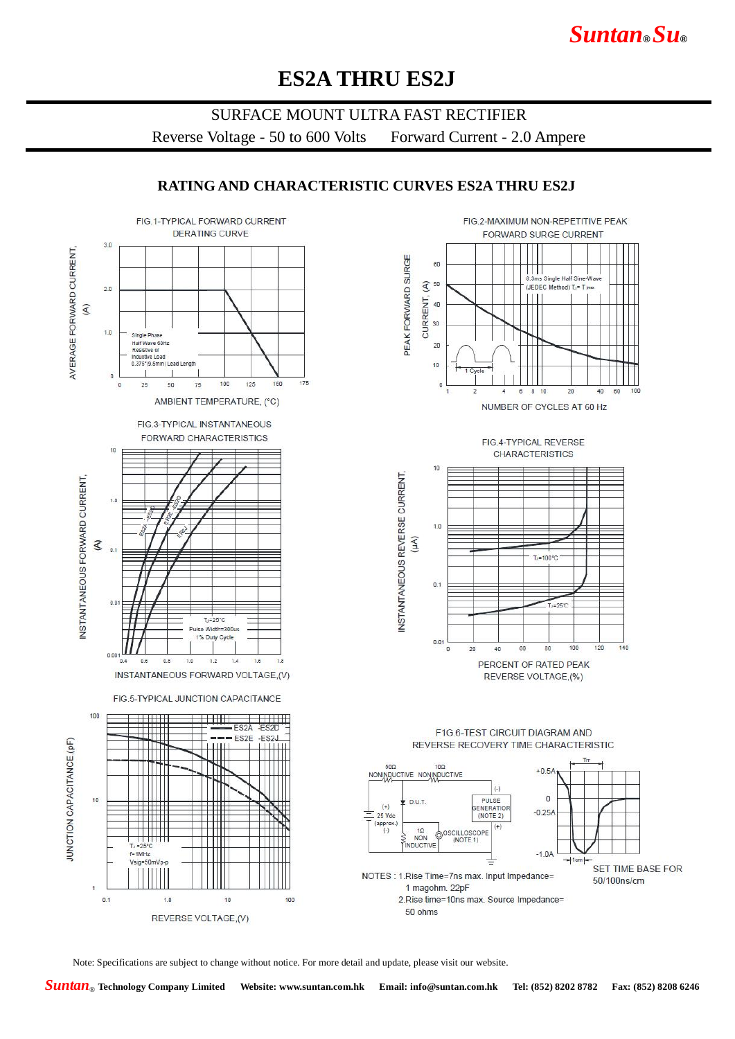# ES2A THRU ES2J

SURFACE MOUNT ULTRA FAST RECTIFIER

Reverse Voltage - 50 to 600 Volts     Forward Current - 2.0 Ampere

## RATING AND CHARACTERISTIC CURVES ES2A THRU ES2J

FIG.1-TYPICAL FORWARD CURRENT DERATING CURVE

AVERAGE FORWARD CURRENT, (A)

3.0
2.0
1.0
0

Single Phase
Half Wave 60Hz
Resistive or
Inductive Load
0.375"(9.5mm) Lead Length

0 25 50 75 100 125 150 175

AMBIENT TEMPERATURE, (°C)

FIG.2-MAXIMUM NON-REPETITIVE PEAK FORWARD SURGE CURRENT

PEAK FORWARD SURGE CURRENT, (A)

60
50
40
30
20
10
0

8.3ms Single Half Sine-Wave
(JEDEC Method) $T_J = T_{max}$

1 Cycle

1 2 4 6 8 10 20 40 60 100

NUMBER OF CYCLES AT 60 Hz

FIG.3-TYPICAL INSTANTANEOUS FORWARD CHARACTERISTICS

INSTANTANEOUS FORWARD CURRENT, (A)

10
1.0
0.1
0.01
0.001

ES2A~ES2D
ES2E~ES2G
ES2J

$T_J$=25°C
Pulse Width=300us
1% Duty Cycle

0.4 0.6 0.8 1.0 1.2 1.4 1.6 1.8

INSTANTANEOUS FORWARD VOLTAGE,(V)

FIG.4-TYPICAL REVERSE CHARACTERISTICS

INSTANTANEOUS REVERSE CURRENT, (μA)

10
1.0
0.1
0.01

$T_J$=100°C
$T_J$=25°C

0 20 40 60 80 100 120 140

PERCENT OF RATED PEAK REVERSE VOLTAGE,(%)

FIG.5-TYPICAL JUNCTION CAPACITANCE

JUNCTION CAPACITANCE,(pF)

100
10
1

ES2A -ES2D
ES2E -ES2J

$T_J$ =25°C
f=1MHz
Vsig=50mVp-p

0.1 1.0 10 100

REVERSE VOLTAGE,(V)

FIG.6-TEST CIRCUIT DIAGRAM AND REVERSE RECOVERY TIME CHARACTERISTIC

50Ω NONINDUCTIVE
10Ω NONINDUCTIVE
D.U.T.
(+) 25 Vdc (approx.) (-)
PULSE GENERATION (NOTE 2)
1Ω NON INDUCTIVE
OSCILLOSCOPE (NOTE 1)
(-)
(+)

Trr
+0.5A
0
-0.25A
-1.0A
1cm

SET TIME BASE FOR 50/100ns/cm

NOTES : 1.Rise Time=7ns max. Input Impedance= 1 magohm. 22pF
2.Rise time=10ns max. Source Impedance= 50 ohms

Note: Specifications are subject to change without notice. For more detail and update, please visit our website.

**Suntan® Technology Company Limited** **Website: www.suntan.com.hk** **Email: info@suntan.com.hk** **Tel: (852) 8202 8782** **Fax: (852) 8208 6246**